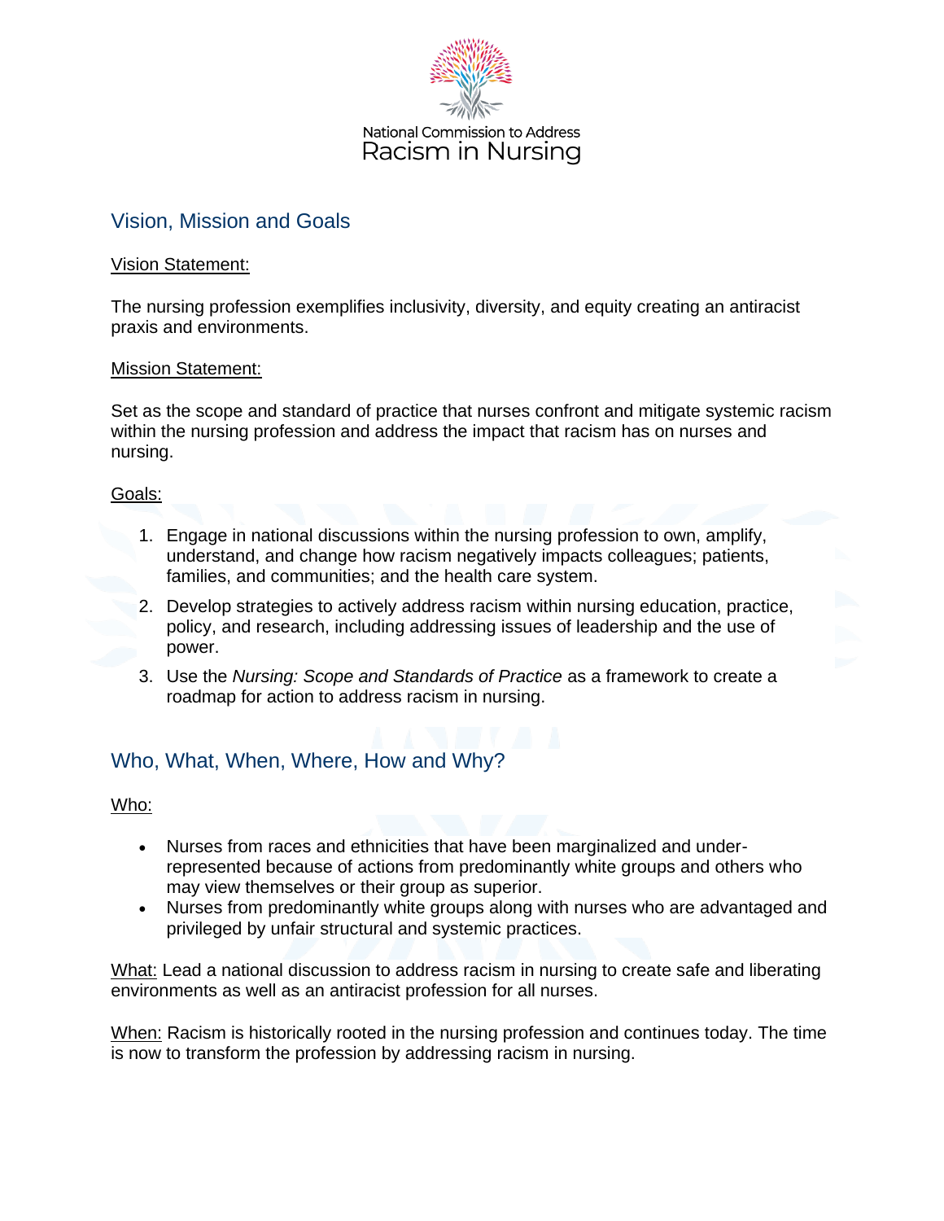National Commission to Address
Racism in Nursing

## Vision, Mission and Goals

Vision Statement:

The nursing profession exemplifies inclusivity, diversity, and equity creating an antiracist praxis and environments.

Mission Statement:

Set as the scope and standard of practice that nurses confront and mitigate systemic racism within the nursing profession and address the impact that racism has on nurses and nursing.

Goals:

1. Engage in national discussions within the nursing profession to own, amplify, understand, and change how racism negatively impacts colleagues; patients, families, and communities; and the health care system.
2. Develop strategies to actively address racism within nursing education, practice, policy, and research, including addressing issues of leadership and the use of power.
3. Use the *Nursing: Scope and Standards of Practice* as a framework to create a roadmap for action to address racism in nursing.

## Who, What, When, Where, How and Why?

Who:

- Nurses from races and ethnicities that have been marginalized and under-represented because of actions from predominantly white groups and others who may view themselves or their group as superior.
- Nurses from predominantly white groups along with nurses who are advantaged and privileged by unfair structural and systemic practices.

What: Lead a national discussion to address racism in nursing to create safe and liberating environments as well as an antiracist profession for all nurses.

When: Racism is historically rooted in the nursing profession and continues today. The time is now to transform the profession by addressing racism in nursing.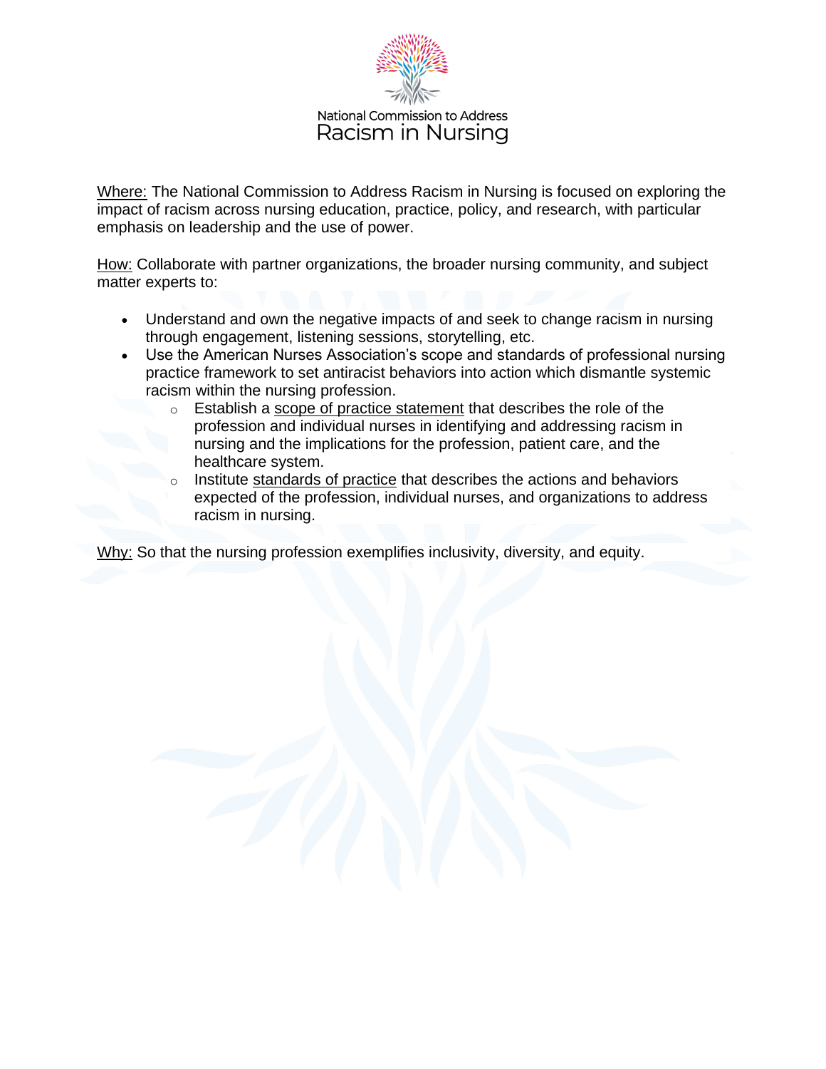National Commission to Address
Racism in Nursing

<u>Where:</u> The National Commission to Address Racism in Nursing is focused on exploring the impact of racism across nursing education, practice, policy, and research, with particular emphasis on leadership and the use of power.

<u>How:</u> Collaborate with partner organizations, the broader nursing community, and subject matter experts to:

- Understand and own the negative impacts of and seek to change racism in nursing through engagement, listening sessions, storytelling, etc.
- Use the American Nurses Association's scope and standards of professional nursing practice framework to set antiracist behaviors into action which dismantle systemic racism within the nursing profession.
  - Establish a <u>scope of practice statement</u> that describes the role of the profession and individual nurses in identifying and addressing racism in nursing and the implications for the profession, patient care, and the healthcare system.
  - Institute <u>standards of practice</u> that describes the actions and behaviors expected of the profession, individual nurses, and organizations to address racism in nursing.

<u>Why:</u> So that the nursing profession exemplifies inclusivity, diversity, and equity.